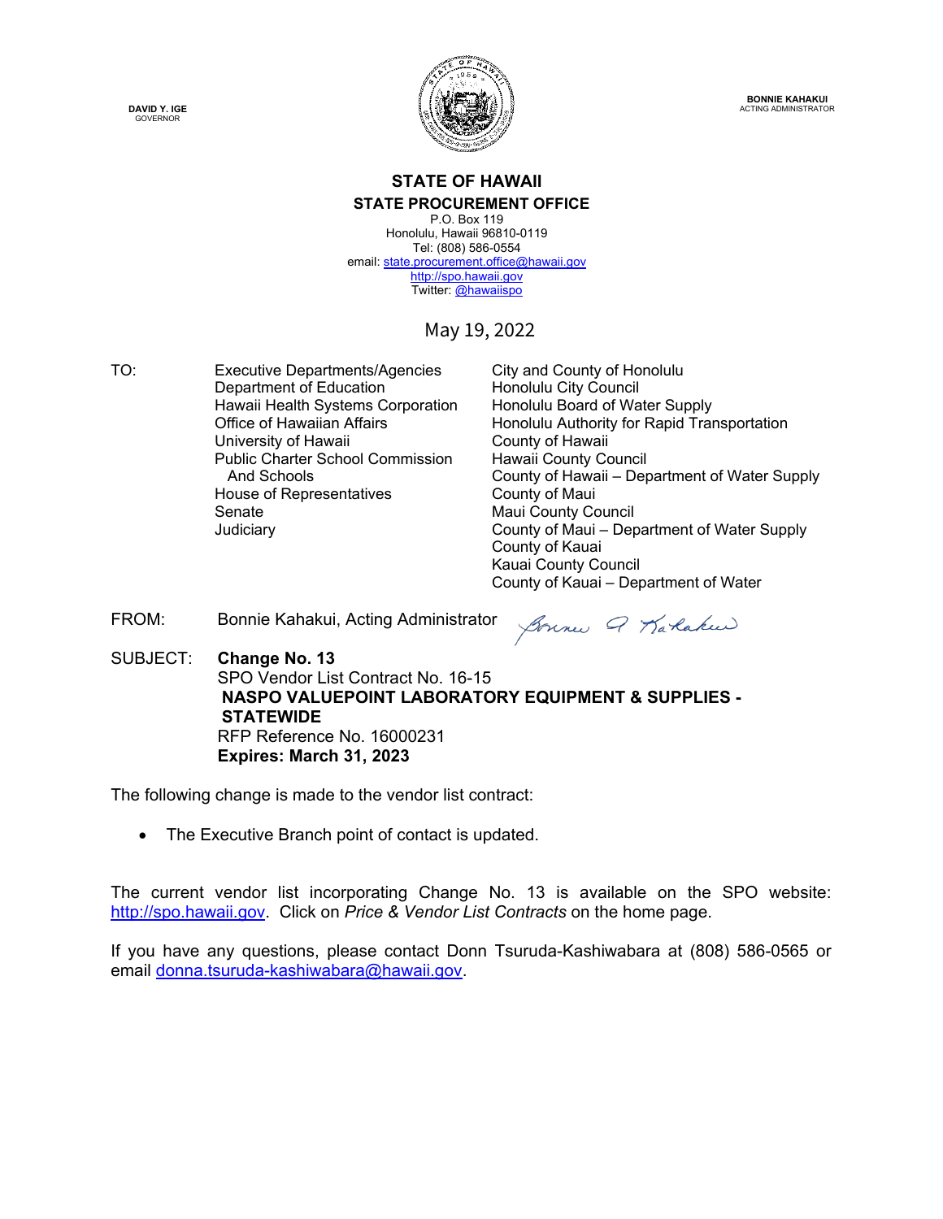DAVID Y. IGE
GOVERNOR

BONNIE KAHAKUI
ACTING ADMINISTRATOR

**STATE OF HAWAII**

**STATE PROCUREMENT OFFICE**

P.O. Box 119
Honolulu, Hawaii 96810-0119
Tel: (808) 586-0554
email: state.procurement.office@hawaii.gov
http://spo.hawaii.gov
Twitter: @hawaiispo

May 19, 2022

TO:
Executive Departments/Agencies
Department of Education
Hawaii Health Systems Corporation
Office of Hawaiian Affairs
University of Hawaii
Public Charter School Commission And Schools
House of Representatives
Senate
Judiciary
City and County of Honolulu
Honolulu City Council
Honolulu Board of Water Supply
Honolulu Authority for Rapid Transportation
County of Hawaii
Hawaii County Council
County of Hawaii – Department of Water Supply
County of Maui
Maui County Council
County of Maui – Department of Water Supply
County of Kauai
Kauai County Council
County of Kauai – Department of Water

FROM: Bonnie Kahakui, Acting Administrator

SUBJECT: **Change No. 13**
SPO Vendor List Contract No. 16-15
**NASPO VALUEPOINT LABORATORY EQUIPMENT & SUPPLIES - STATEWIDE**
RFP Reference No. 16000231
**Expires: March 31, 2023**

The following change is made to the vendor list contract:

- The Executive Branch point of contact is updated.

The current vendor list incorporating Change No. 13 is available on the SPO website: http://spo.hawaii.gov. Click on *Price & Vendor List Contracts* on the home page.

If you have any questions, please contact Donn Tsuruda-Kashiwabara at (808) 586-0565 or email donna.tsuruda-kashiwabara@hawaii.gov.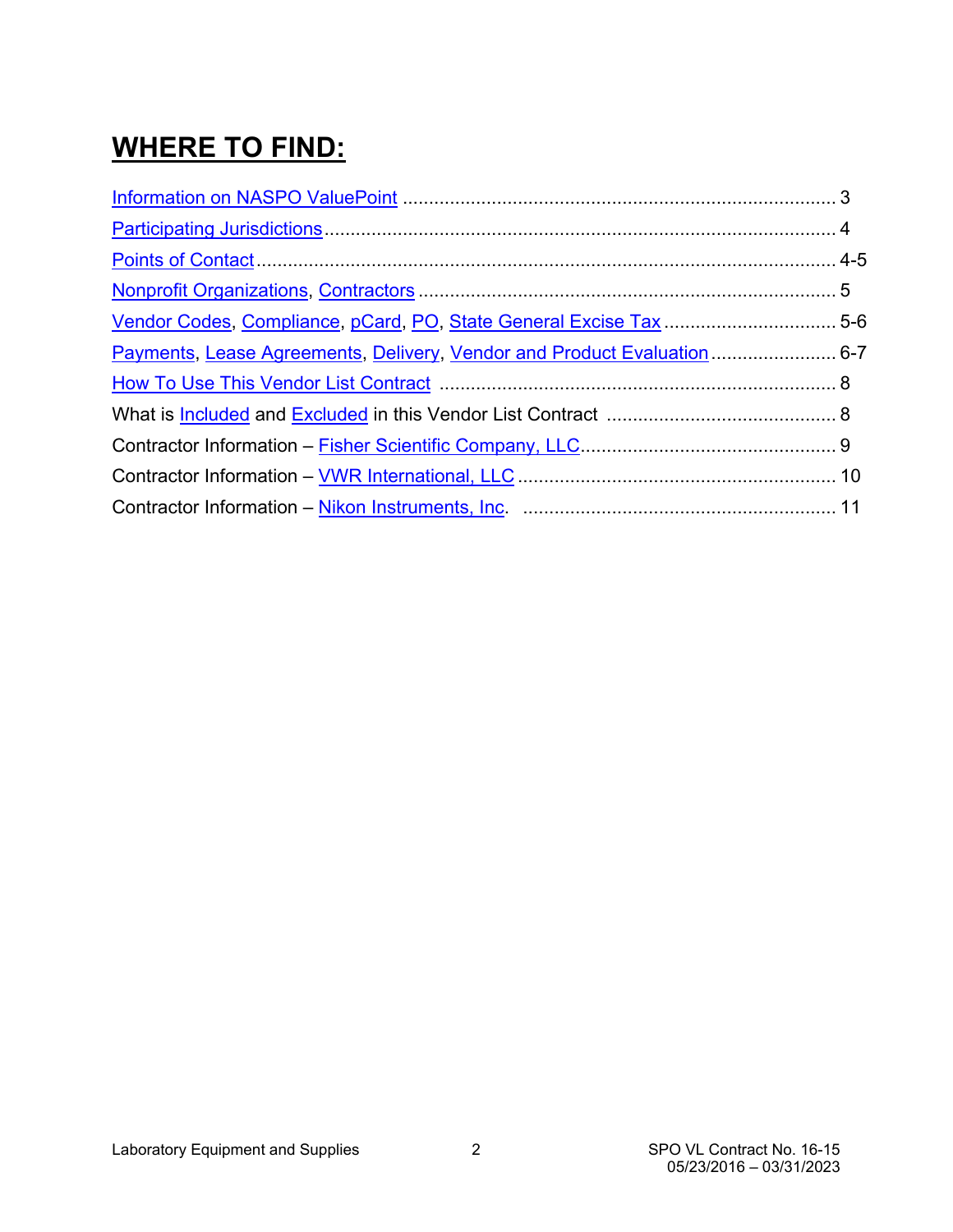# WHERE TO FIND:

Information on NASPO ValuePoint ................................................................................... 3

Participating Jurisdictions................................................................................................. 4

Points of Contact ............................................................................................................. 4-5

Nonprofit Organizations, Contractors ................................................................................ 5

Vendor Codes, Compliance, pCard, PO, State General Excise Tax ................................. 5-6

Payments, Lease Agreements, Delivery, Vendor and Product Evaluation ........................ 6-7

How To Use This Vendor List Contract ........................................................................... 8

What is Included and Excluded in this Vendor List Contract ............................................ 8

Contractor Information – Fisher Scientific Company, LLC................................................. 9

Contractor Information – VWR International, LLC ............................................................ 10

Contractor Information – Nikon Instruments, Inc. ............................................................ 11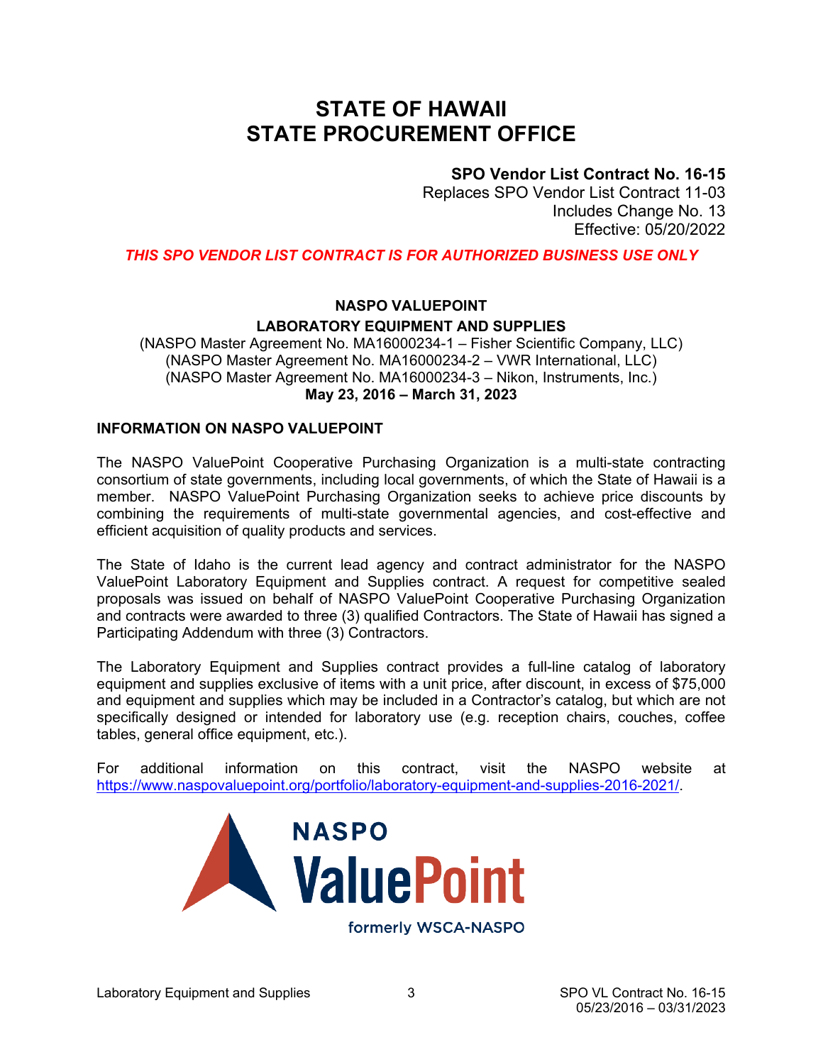# STATE OF HAWAII
# STATE PROCUREMENT OFFICE

**SPO Vendor List Contract No. 16-15**
Replaces SPO Vendor List Contract 11-03
Includes Change No. 13
Effective: 05/20/2022

***THIS SPO VENDOR LIST CONTRACT IS FOR AUTHORIZED BUSINESS USE ONLY***

**NASPO VALUEPOINT**
**LABORATORY EQUIPMENT AND SUPPLIES**
(NASPO Master Agreement No. MA16000234-1 – Fisher Scientific Company, LLC)
(NASPO Master Agreement No. MA16000234-2 – VWR International, LLC)
(NASPO Master Agreement No. MA16000234-3 – Nikon, Instruments, Inc.)
**May 23, 2016 – March 31, 2023**

### INFORMATION ON NASPO VALUEPOINT

The NASPO ValuePoint Cooperative Purchasing Organization is a multi-state contracting consortium of state governments, including local governments, of which the State of Hawaii is a member. NASPO ValuePoint Purchasing Organization seeks to achieve price discounts by combining the requirements of multi-state governmental agencies, and cost-effective and efficient acquisition of quality products and services.

The State of Idaho is the current lead agency and contract administrator for the NASPO ValuePoint Laboratory Equipment and Supplies contract. A request for competitive sealed proposals was issued on behalf of NASPO ValuePoint Cooperative Purchasing Organization and contracts were awarded to three (3) qualified Contractors. The State of Hawaii has signed a Participating Addendum with three (3) Contractors.

The Laboratory Equipment and Supplies contract provides a full-line catalog of laboratory equipment and supplies exclusive of items with a unit price, after discount, in excess of $75,000 and equipment and supplies which may be included in a Contractor's catalog, but which are not specifically designed or intended for laboratory use (e.g. reception chairs, couches, coffee tables, general office equipment, etc.).

For additional information on this contract, visit the NASPO website at https://www.naspovaluepoint.org/portfolio/laboratory-equipment-and-supplies-2016-2021/.

NASPO ValuePoint
formerly WSCA-NASPO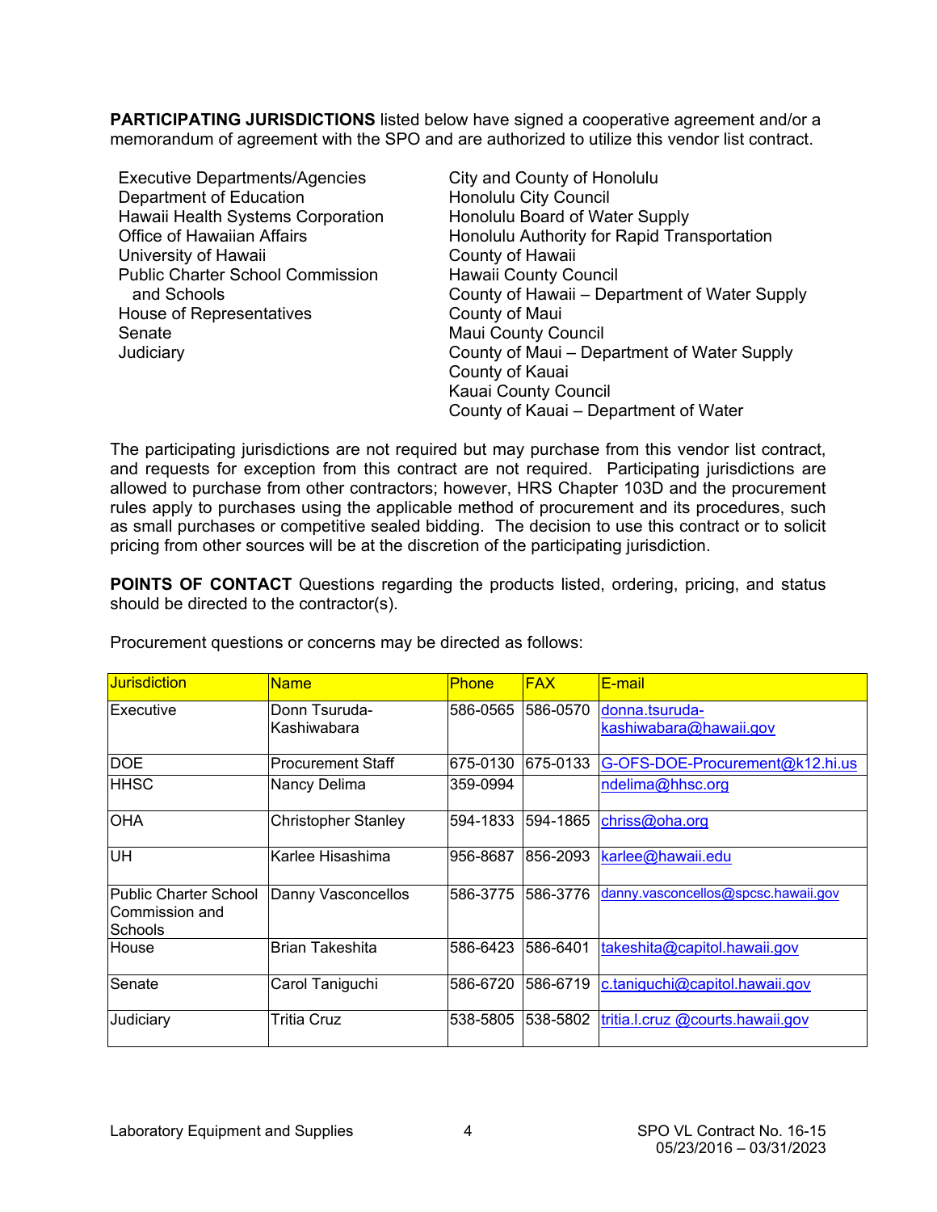**PARTICIPATING JURISDICTIONS** listed below have signed a cooperative agreement and/or a memorandum of agreement with the SPO and are authorized to utilize this vendor list contract.

- Executive Departments/Agencies
- Department of Education
- Hawaii Health Systems Corporation
- Office of Hawaiian Affairs
- University of Hawaii
- Public Charter School Commission and Schools
- House of Representatives
- Senate
- Judiciary
- City and County of Honolulu
- Honolulu City Council
- Honolulu Board of Water Supply
- Honolulu Authority for Rapid Transportation
- County of Hawaii
- Hawaii County Council
- County of Hawaii – Department of Water Supply
- County of Maui
- Maui County Council
- County of Maui – Department of Water Supply
- County of Kauai
- Kauai County Council
- County of Kauai – Department of Water

The participating jurisdictions are not required but may purchase from this vendor list contract, and requests for exception from this contract are not required. Participating jurisdictions are allowed to purchase from other contractors; however, HRS Chapter 103D and the procurement rules apply to purchases using the applicable method of procurement and its procedures, such as small purchases or competitive sealed bidding. The decision to use this contract or to solicit pricing from other sources will be at the discretion of the participating jurisdiction.

**POINTS OF CONTACT** Questions regarding the products listed, ordering, pricing, and status should be directed to the contractor(s).

Procurement questions or concerns may be directed as follows:

| Jurisdiction | Name | Phone | FAX | E-mail |
|---|---|---|---|---|
| Executive | Donn Tsuruda-Kashiwabara | 586-0565 | 586-0570 | donna.tsuruda-kashiwabara@hawaii.gov |
| DOE | Procurement Staff | 675-0130 | 675-0133 | G-OFS-DOE-Procurement@k12.hi.us |
| HHSC | Nancy Delima | 359-0994 | | ndelima@hhsc.org |
| OHA | Christopher Stanley | 594-1833 | 594-1865 | chriss@oha.org |
| UH | Karlee Hisashima | 956-8687 | 856-2093 | karlee@hawaii.edu |
| Public Charter School Commission and Schools | Danny Vasconcellos | 586-3775 | 586-3776 | danny.vasconcellos@spcsc.hawaii.gov |
| House | Brian Takeshita | 586-6423 | 586-6401 | takeshita@capitol.hawaii.gov |
| Senate | Carol Taniguchi | 586-6720 | 586-6719 | c.taniguchi@capitol.hawaii.gov |
| Judiciary | Tritia Cruz | 538-5805 | 538-5802 | tritia.l.cruz @courts.hawaii.gov |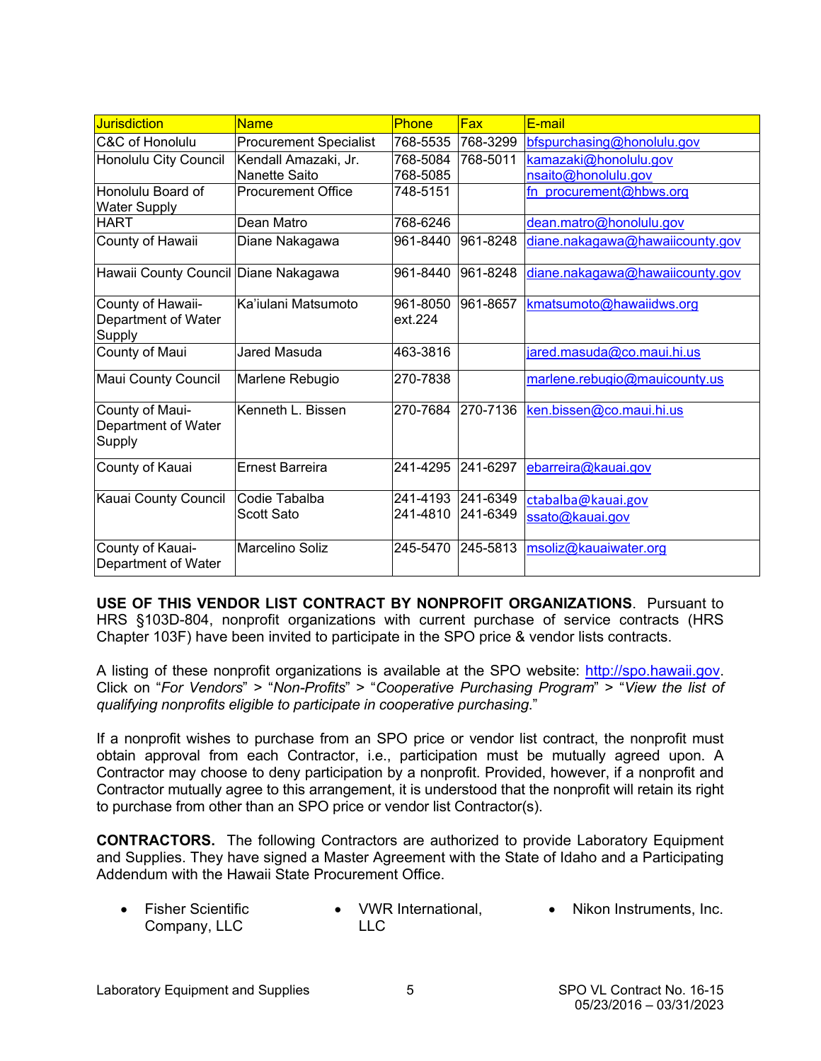| Jurisdiction | Name | Phone | Fax | E-mail |
| --- | --- | --- | --- | --- |
| C&C of Honolulu | Procurement Specialist | 768-5535 | 768-3299 | bfspurchasing@honolulu.gov |
| Honolulu City Council | Kendall Amazaki, Jr.<br>Nanette Saito | 768-5084<br>768-5085 | 768-5011 | kamazaki@honolulu.gov<br>nsaito@honolulu.gov |
| Honolulu Board of Water Supply | Procurement Office | 748-5151 | | fn_procurement@hbws.org |
| HART | Dean Matro | 768-6246 | | dean.matro@honolulu.gov |
| County of Hawaii | Diane Nakagawa | 961-8440 | 961-8248 | diane.nakagawa@hawaiicounty.gov |
| Hawaii County Council | Diane Nakagawa | 961-8440 | 961-8248 | diane.nakagawa@hawaiicounty.gov |
| County of Hawaii-Department of Water Supply | Ka'iulani Matsumoto | 961-8050 ext.224 | 961-8657 | kmatsumoto@hawaiidws.org |
| County of Maui | Jared Masuda | 463-3816 | | jared.masuda@co.maui.hi.us |
| Maui County Council | Marlene Rebugio | 270-7838 | | marlene.rebugio@mauicounty.us |
| County of Maui-Department of Water Supply | Kenneth L. Bissen | 270-7684 | 270-7136 | ken.bissen@co.maui.hi.us |
| County of Kauai | Ernest Barreira | 241-4295 | 241-6297 | ebarreira@kauai.gov |
| Kauai County Council | Codie Tabalba<br>Scott Sato | 241-4193<br>241-4810 | 241-6349<br>241-6349 | ctabalba@kauai.gov<br>ssato@kauai.gov |
| County of Kauai-Department of Water | Marcelino Soliz | 245-5470 | 245-5813 | msoliz@kauaiwater.org |

**USE OF THIS VENDOR LIST CONTRACT BY NONPROFIT ORGANIZATIONS**. Pursuant to HRS §103D-804, nonprofit organizations with current purchase of service contracts (HRS Chapter 103F) have been invited to participate in the SPO price & vendor lists contracts.

A listing of these nonprofit organizations is available at the SPO website: http://spo.hawaii.gov. Click on "*For Vendors*" > "*Non-Profits*" > "*Cooperative Purchasing Program*" > "*View the list of qualifying nonprofits eligible to participate in cooperative purchasing*."

If a nonprofit wishes to purchase from an SPO price or vendor list contract, the nonprofit must obtain approval from each Contractor, i.e., participation must be mutually agreed upon. A Contractor may choose to deny participation by a nonprofit. Provided, however, if a nonprofit and Contractor mutually agree to this arrangement, it is understood that the nonprofit will retain its right to purchase from other than an SPO price or vendor list Contractor(s).

**CONTRACTORS.** The following Contractors are authorized to provide Laboratory Equipment and Supplies. They have signed a Master Agreement with the State of Idaho and a Participating Addendum with the Hawaii State Procurement Office.

- Fisher Scientific Company, LLC
- VWR International, LLC
- Nikon Instruments, Inc.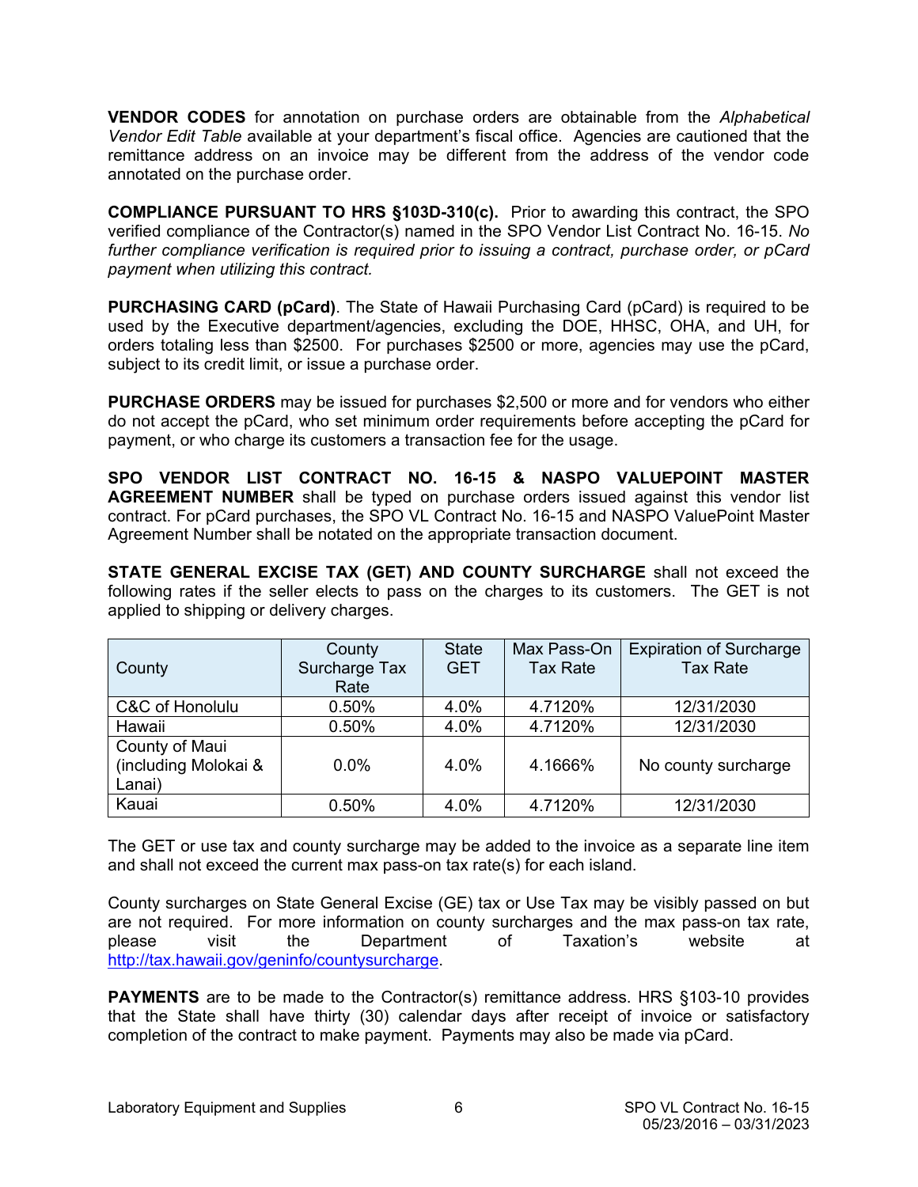**VENDOR CODES** for annotation on purchase orders are obtainable from the *Alphabetical Vendor Edit Table* available at your department's fiscal office. Agencies are cautioned that the remittance address on an invoice may be different from the address of the vendor code annotated on the purchase order.

**COMPLIANCE PURSUANT TO HRS §103D-310(c).** Prior to awarding this contract, the SPO verified compliance of the Contractor(s) named in the SPO Vendor List Contract No. 16-15. *No further compliance verification is required prior to issuing a contract, purchase order, or pCard payment when utilizing this contract.*

**PURCHASING CARD (pCard)**. The State of Hawaii Purchasing Card (pCard) is required to be used by the Executive department/agencies, excluding the DOE, HHSC, OHA, and UH, for orders totaling less than $2500. For purchases $2500 or more, agencies may use the pCard, subject to its credit limit, or issue a purchase order.

**PURCHASE ORDERS** may be issued for purchases $2,500 or more and for vendors who either do not accept the pCard, who set minimum order requirements before accepting the pCard for payment, or who charge its customers a transaction fee for the usage.

**SPO VENDOR LIST CONTRACT NO. 16-15 & NASPO VALUEPOINT MASTER AGREEMENT NUMBER** shall be typed on purchase orders issued against this vendor list contract. For pCard purchases, the SPO VL Contract No. 16-15 and NASPO ValuePoint Master Agreement Number shall be notated on the appropriate transaction document.

**STATE GENERAL EXCISE TAX (GET) AND COUNTY SURCHARGE** shall not exceed the following rates if the seller elects to pass on the charges to its customers. The GET is not applied to shipping or delivery charges.

| County | County Surcharge Tax Rate | State GET | Max Pass-On Tax Rate | Expiration of Surcharge Tax Rate |
|---|---|---|---|---|
| C&C of Honolulu | 0.50% | 4.0% | 4.7120% | 12/31/2030 |
| Hawaii | 0.50% | 4.0% | 4.7120% | 12/31/2030 |
| County of Maui (including Molokai & Lanai) | 0.0% | 4.0% | 4.1666% | No county surcharge |
| Kauai | 0.50% | 4.0% | 4.7120% | 12/31/2030 |

The GET or use tax and county surcharge may be added to the invoice as a separate line item and shall not exceed the current max pass-on tax rate(s) for each island.

County surcharges on State General Excise (GE) tax or Use Tax may be visibly passed on but are not required. For more information on county surcharges and the max pass-on tax rate, please visit the Department of Taxation's website at http://tax.hawaii.gov/geninfo/countysurcharge.

**PAYMENTS** are to be made to the Contractor(s) remittance address. HRS §103-10 provides that the State shall have thirty (30) calendar days after receipt of invoice or satisfactory completion of the contract to make payment. Payments may also be made via pCard.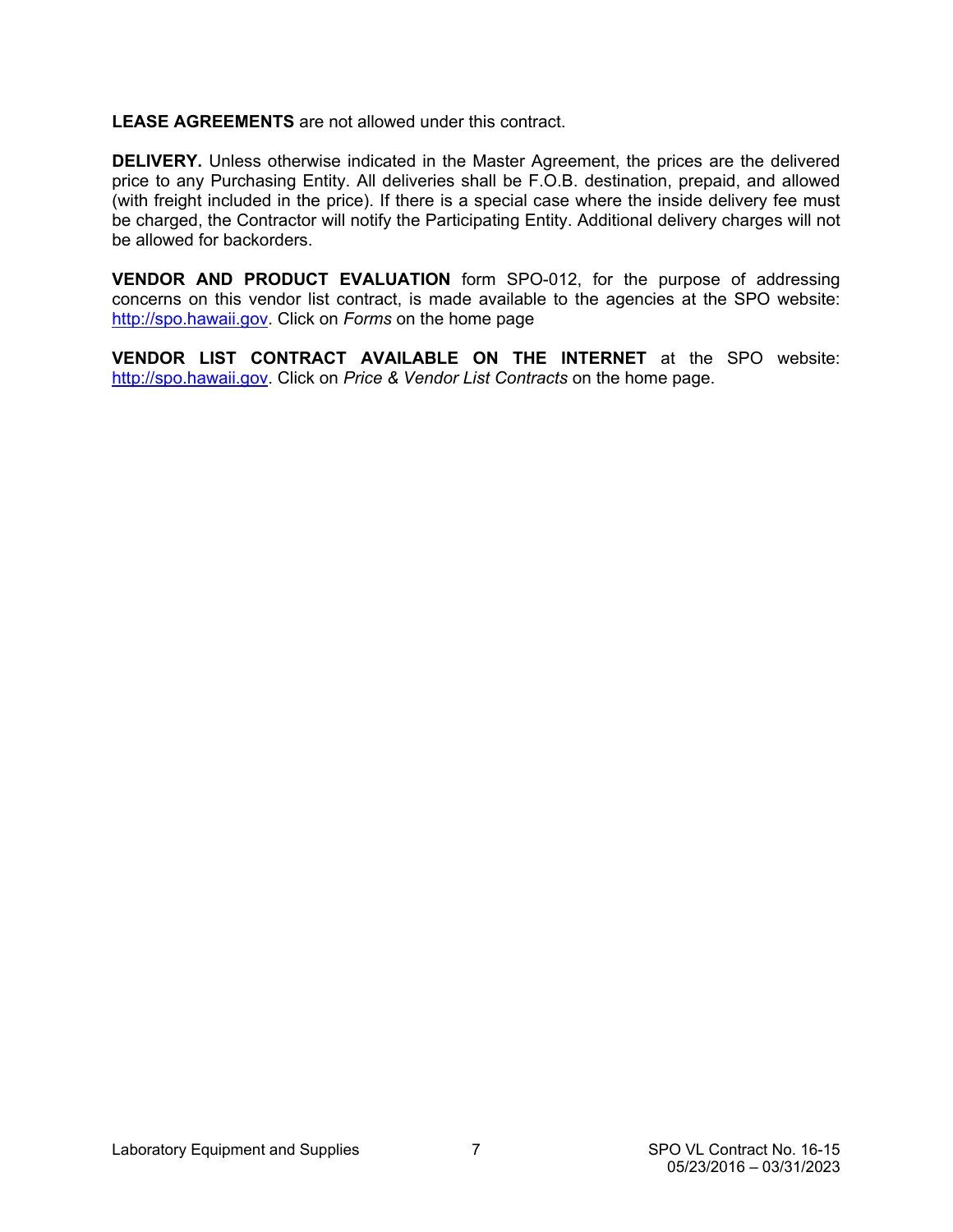**LEASE AGREEMENTS** are not allowed under this contract.

**DELIVERY.** Unless otherwise indicated in the Master Agreement, the prices are the delivered price to any Purchasing Entity. All deliveries shall be F.O.B. destination, prepaid, and allowed (with freight included in the price). If there is a special case where the inside delivery fee must be charged, the Contractor will notify the Participating Entity. Additional delivery charges will not be allowed for backorders.

**VENDOR AND PRODUCT EVALUATION** form SPO-012, for the purpose of addressing concerns on this vendor list contract, is made available to the agencies at the SPO website: http://spo.hawaii.gov. Click on *Forms* on the home page

**VENDOR LIST CONTRACT AVAILABLE ON THE INTERNET** at the SPO website: http://spo.hawaii.gov. Click on *Price & Vendor List Contracts* on the home page.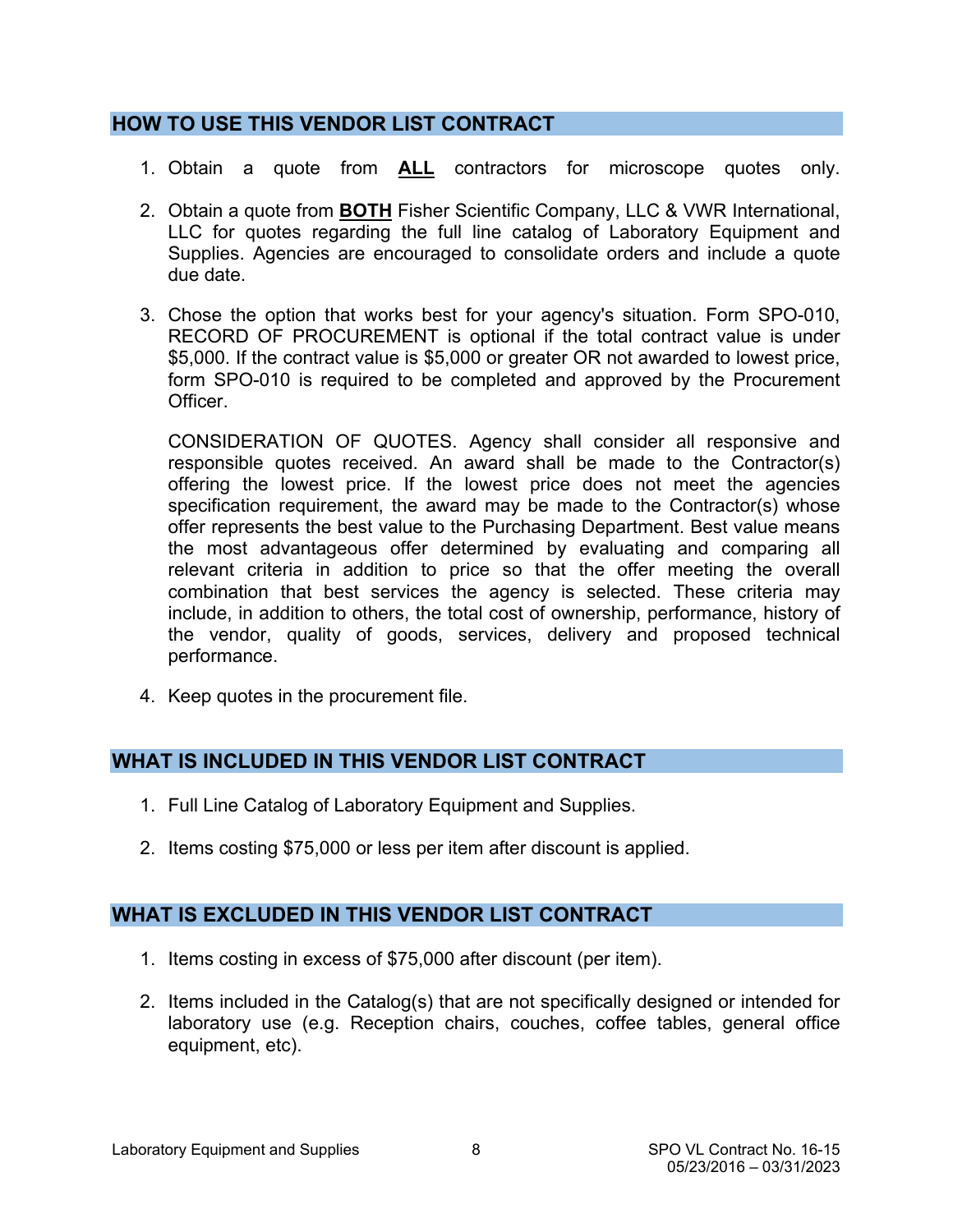## HOW TO USE THIS VENDOR LIST CONTRACT

1. Obtain a quote from **ALL** contractors for microscope quotes only.

2. Obtain a quote from **BOTH** Fisher Scientific Company, LLC & VWR International, LLC for quotes regarding the full line catalog of Laboratory Equipment and Supplies. Agencies are encouraged to consolidate orders and include a quote due date.

3. Chose the option that works best for your agency's situation. Form SPO-010, RECORD OF PROCUREMENT is optional if the total contract value is under $5,000. If the contract value is $5,000 or greater OR not awarded to lowest price, form SPO-010 is required to be completed and approved by the Procurement Officer.

   CONSIDERATION OF QUOTES. Agency shall consider all responsive and responsible quotes received. An award shall be made to the Contractor(s) offering the lowest price. If the lowest price does not meet the agencies specification requirement, the award may be made to the Contractor(s) whose offer represents the best value to the Purchasing Department. Best value means the most advantageous offer determined by evaluating and comparing all relevant criteria in addition to price so that the offer meeting the overall combination that best services the agency is selected. These criteria may include, in addition to others, the total cost of ownership, performance, history of the vendor, quality of goods, services, delivery and proposed technical performance.

4. Keep quotes in the procurement file.

## WHAT IS INCLUDED IN THIS VENDOR LIST CONTRACT

1. Full Line Catalog of Laboratory Equipment and Supplies.

2. Items costing $75,000 or less per item after discount is applied.

## WHAT IS EXCLUDED IN THIS VENDOR LIST CONTRACT

1. Items costing in excess of $75,000 after discount (per item).

2. Items included in the Catalog(s) that are not specifically designed or intended for laboratory use (e.g. Reception chairs, couches, coffee tables, general office equipment, etc).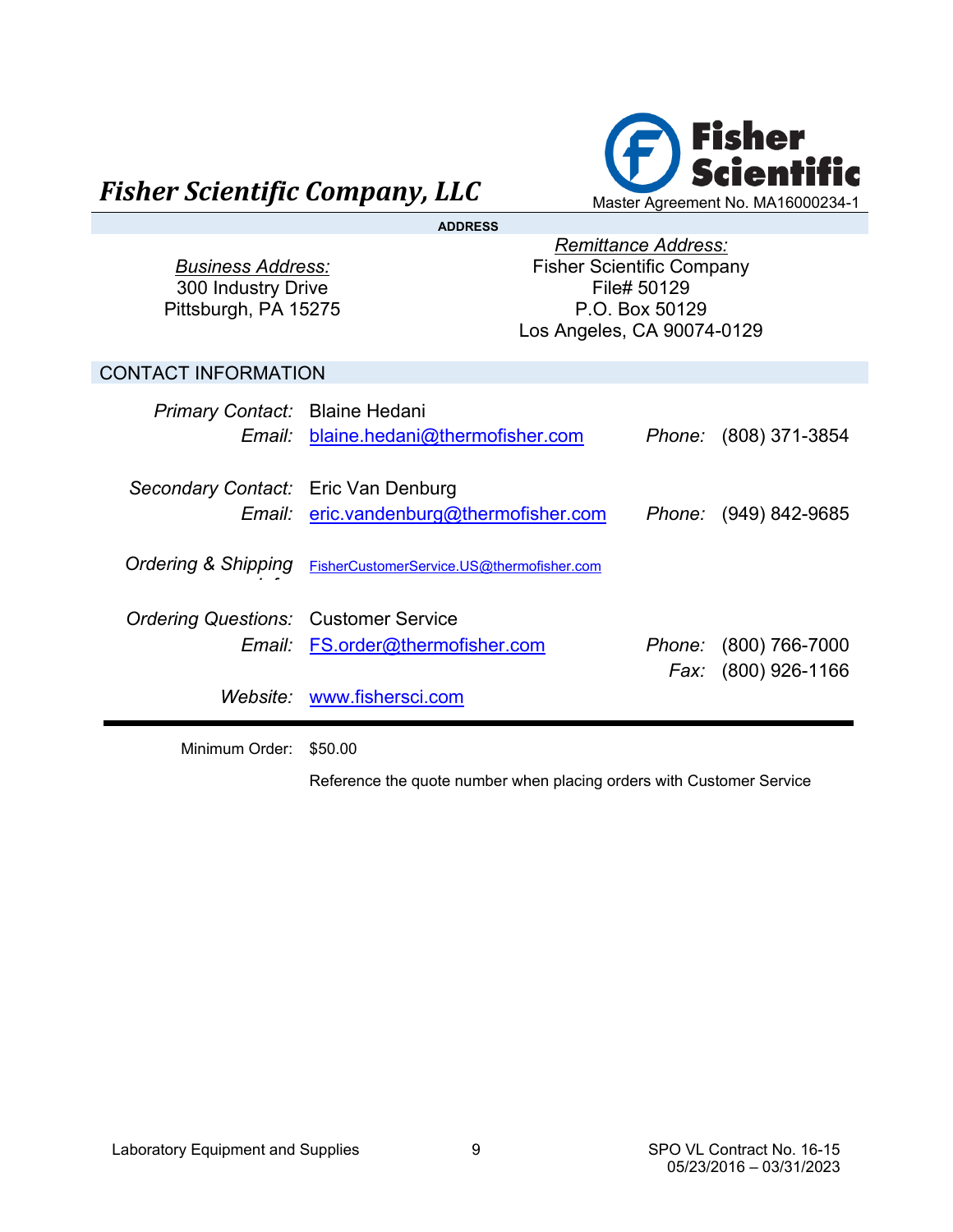# Fisher Scientific Company, LLC

Master Agreement No. MA16000234-1

## ADDRESS

*Business Address:*
300 Industry Drive
Pittsburgh, PA 15275

*Remittance Address:*
Fisher Scientific Company
File# 50129
P.O. Box 50129
Los Angeles, CA 90074-0129

## CONTACT INFORMATION

| | | | |
|---|---|---|---|
| *Primary Contact:* | Blaine Hedani | | |
| *Email:* | blaine.hedani@thermofisher.com | *Phone:* | (808) 371-3854 |
| *Secondary Contact:* | Eric Van Denburg | | |
| *Email:* | eric.vandenburg@thermofisher.com | *Phone:* | (949) 842-9685 |
| *Ordering & Shipping Info:* | FisherCustomerService.US@thermofisher.com | | |
| *Ordering Questions:* | Customer Service | | |
| *Email:* | FS.order@thermofisher.com | *Phone:* | (800) 766-7000 |
| | | *Fax:* | (800) 926-1166 |
| *Website:* | www.fishersci.com | | |

---

Minimum Order: $50.00

Reference the quote number when placing orders with Customer Service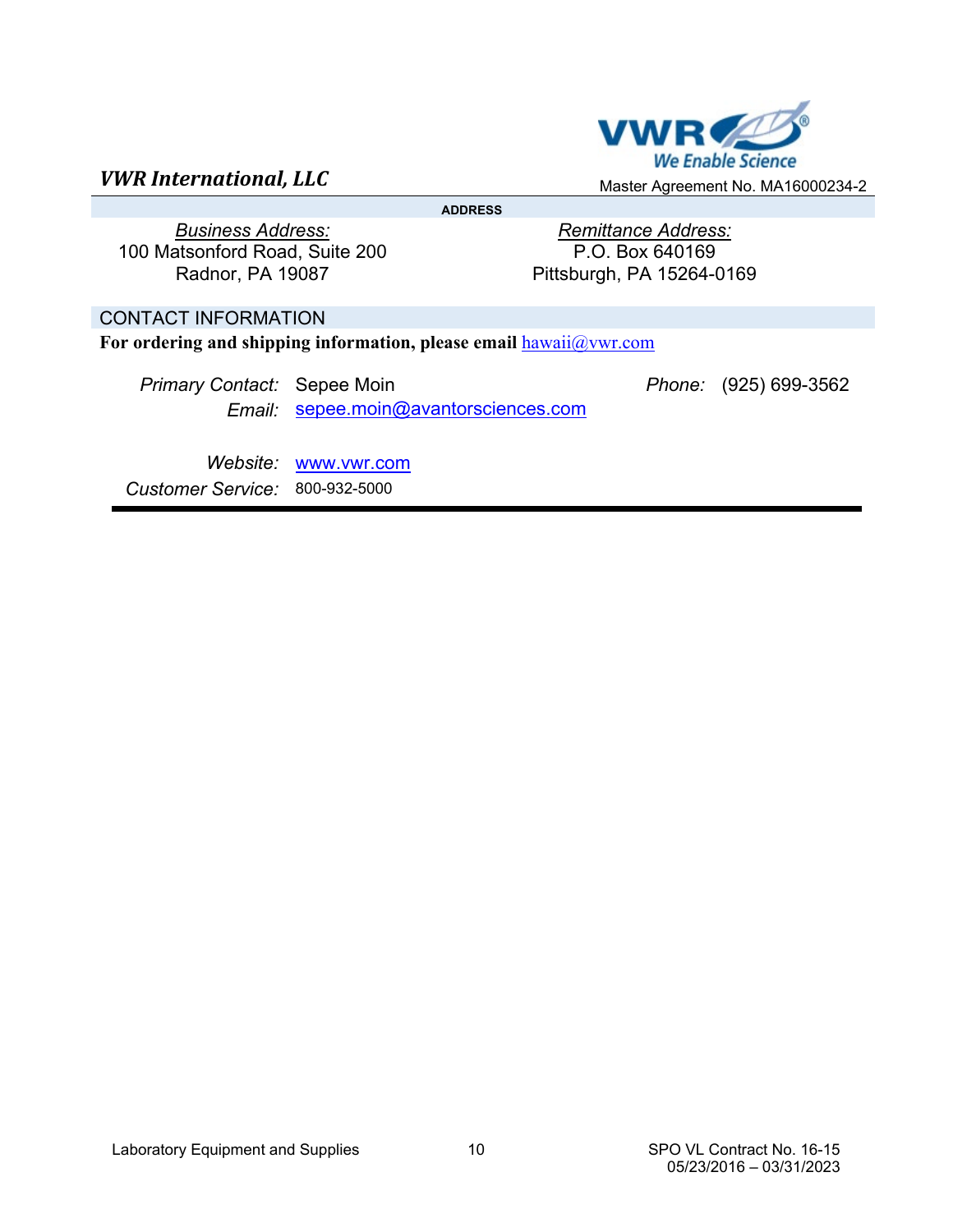## VWR International, LLC

Master Agreement No. MA16000234-2

**ADDRESS**

*Business Address:*
100 Matsonford Road, Suite 200
Radnor, PA 19087

*Remittance Address:*
P.O. Box 640169
Pittsburgh, PA 15264-0169

### CONTACT INFORMATION

**For ordering and shipping information, please email** hawaii@vwr.com

*Primary Contact:* Sepee Moin
*Phone:* (925) 699-3562
*Email:* sepee.moin@avantorsciences.com

*Website:* www.vwr.com
*Customer Service:* 800-932-5000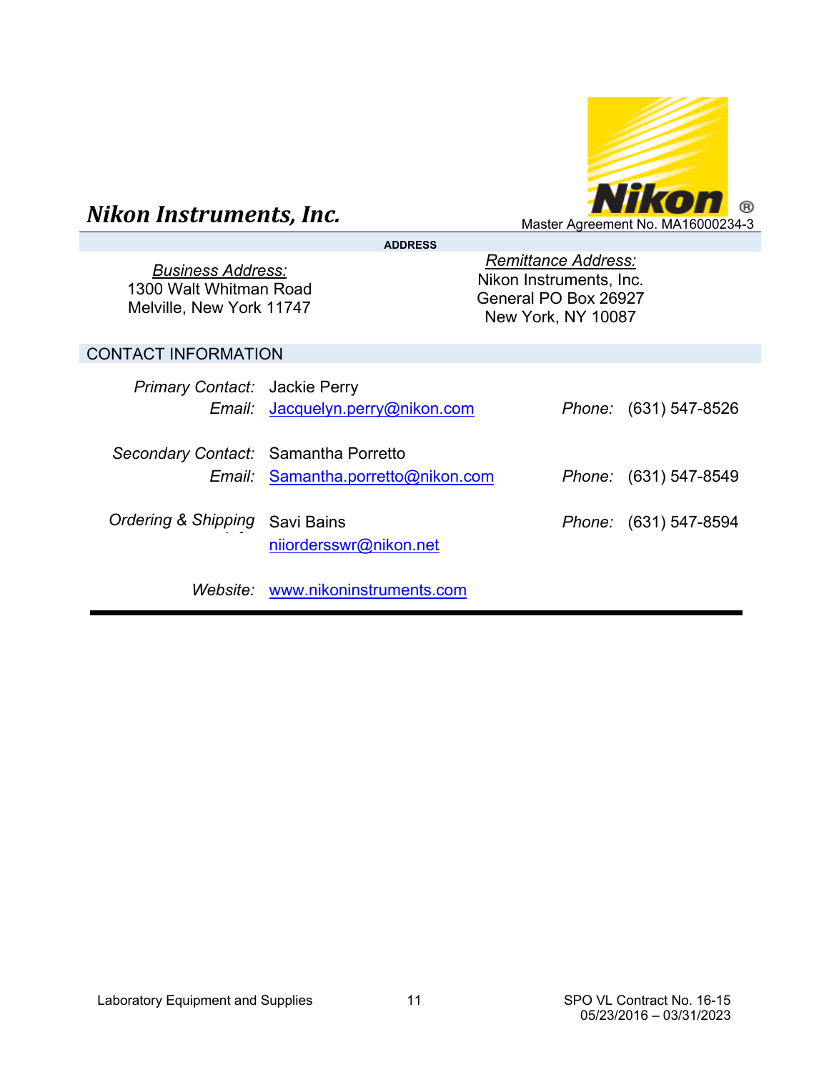## Nikon Instruments, Inc.

Master Agreement No. MA16000234-3

**ADDRESS**

| | |
|---|---|
| *Business Address:* | *Remittance Address:* |
| 1300 Walt Whitman Road | Nikon Instruments, Inc. |
| Melville, New York 11747 | General PO Box 26927 |
| | New York, NY 10087 |

CONTACT INFORMATION

| | | | |
|---|---|---|---|
| *Primary Contact:* | Jackie Perry | | |
| *Email:* | Jacquelyn.perry@nikon.com | *Phone:* | (631) 547-8526 |
| *Secondary Contact:* | Samantha Porretto | | |
| *Email:* | Samantha.porretto@nikon.com | *Phone:* | (631) 547-8549 |
| *Ordering & Shipping* | Savi Bains | *Phone:* | (631) 547-8594 |
| | niiordersswr@nikon.net | | |
| *Website:* | www.nikoninstruments.com | | |